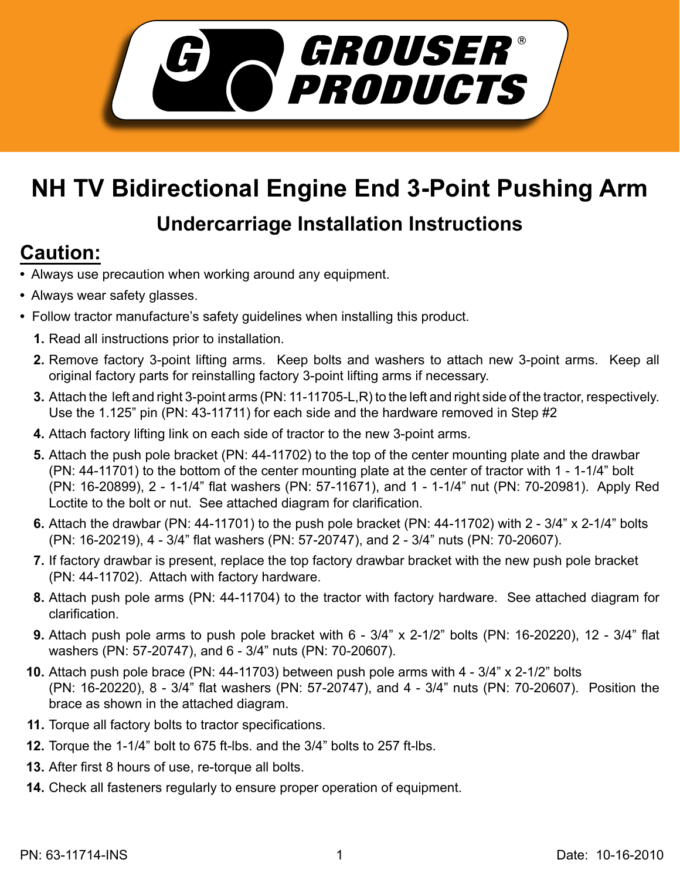# NH TV Bidirectional Engine End 3-Point Pushing Arm

## Undercarriage Installation Instructions

## Caution:

- Always use precaution when working around any equipment.
- Always wear safety glasses.
- Follow tractor manufacture's safety guidelines when installing this product.

1. Read all instructions prior to installation.
2. Remove factory 3-point lifting arms. Keep bolts and washers to attach new 3-point arms. Keep all original factory parts for reinstalling factory 3-point lifting arms if necessary.
3. Attach the left and right 3-point arms (PN: 11-11705-L,R) to the left and right side of the tractor, respectively. Use the 1.125" pin (PN: 43-11711) for each side and the hardware removed in Step #2
4. Attach factory lifting link on each side of tractor to the new 3-point arms.
5. Attach the push pole bracket (PN: 44-11702) to the top of the center mounting plate and the drawbar (PN: 44-11701) to the bottom of the center mounting plate at the center of tractor with 1 - 1-1/4" bolt (PN: 16-20899), 2 - 1-1/4" flat washers (PN: 57-11671), and 1 - 1-1/4" nut (PN: 70-20981). Apply Red Loctite to the bolt or nut. See attached diagram for clarification.
6. Attach the drawbar (PN: 44-11701) to the push pole bracket (PN: 44-11702) with 2 - 3/4" x 2-1/4" bolts (PN: 16-20219), 4 - 3/4" flat washers (PN: 57-20747), and 2 - 3/4" nuts (PN: 70-20607).
7. If factory drawbar is present, replace the top factory drawbar bracket with the new push pole bracket (PN: 44-11702). Attach with factory hardware.
8. Attach push pole arms (PN: 44-11704) to the tractor with factory hardware. See attached diagram for clarification.
9. Attach push pole arms to push pole bracket with 6 - 3/4" x 2-1/2" bolts (PN: 16-20220), 12 - 3/4" flat washers (PN: 57-20747), and 6 - 3/4" nuts (PN: 70-20607).
10. Attach push pole brace (PN: 44-11703) between push pole arms with 4 - 3/4" x 2-1/2" bolts (PN: 16-20220), 8 - 3/4" flat washers (PN: 57-20747), and 4 - 3/4" nuts (PN: 70-20607). Position the brace as shown in the attached diagram.
11. Torque all factory bolts to tractor specifications.
12. Torque the 1-1/4" bolt to 675 ft-lbs. and the 3/4" bolts to 257 ft-lbs.
13. After first 8 hours of use, re-torque all bolts.
14. Check all fasteners regularly to ensure proper operation of equipment.

PN: 63-11714-INS

Date: 10-16-2010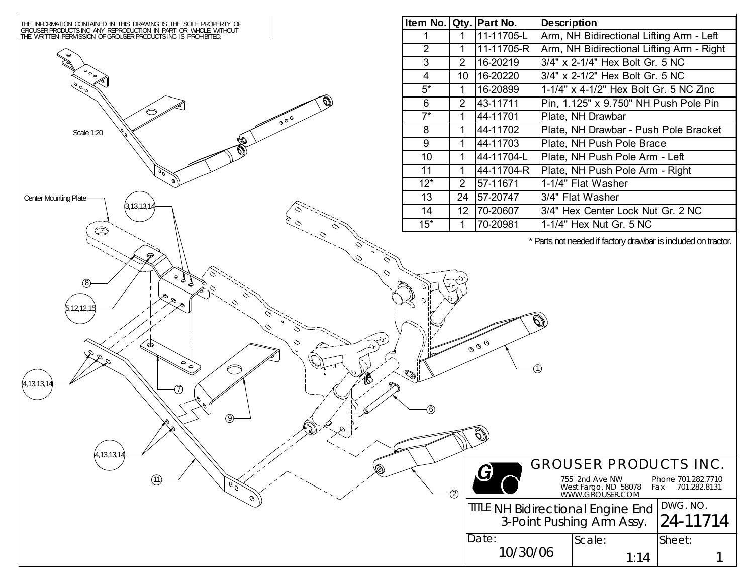THE INFORMATION CONTAINED IN THIS DRAWING IS THE SOLE PROPERTY OF GROUSER PRODUCTS INC ANY REPRODUCTION IN PART OR WHOLE WITHOUT THE WRITTEN PERMISSION OF GROUSER PRODUCTS INC IS PROHIBITED.

| Item No. | Qty. | Part No. | Description |
|---|---|---|---|
| 1 | 1 | 11-11705-L | Arm, NH Bidirectional Lifting Arm - Left |
| 2 | 1 | 11-11705-R | Arm, NH Bidirectional Lifting Arm - Right |
| 3 | 2 | 16-20219 | 3/4" x 2-1/4" Hex Bolt Gr. 5 NC |
| 4 | 10 | 16-20220 | 3/4" x 2-1/2" Hex Bolt Gr. 5 NC |
| 5* | 1 | 16-20899 | 1-1/4" x 4-1/2" Hex Bolt Gr. 5 NC Zinc |
| 6 | 2 | 43-11711 | Pin, 1.125" x 9.750" NH Push Pole Pin |
| 7* | 1 | 44-11701 | Plate, NH Drawbar |
| 8 | 1 | 44-11702 | Plate, NH Drawbar - Push Pole Bracket |
| 9 | 1 | 44-11703 | Plate, NH Push Pole Brace |
| 10 | 1 | 44-11704-L | Plate, NH Push Pole Arm - Left |
| 11 | 1 | 44-11704-R | Plate, NH Push Pole Arm - Right |
| 12* | 2 | 57-11671 | 1-1/4" Flat Washer |
| 13 | 24 | 57-20747 | 3/4" Flat Washer |
| 14 | 12 | 70-20607 | 3/4" Hex Center Lock Nut Gr. 2 NC |
| 15* | 1 | 70-20981 | 1-1/4" Hex Nut Gr. 5 NC |

\* Parts not needed if factory drawbar is included on tractor.

Scale 1:20

Center Mounting Plate

3,13,13,14

8

5,12,12,15

4,13,13,14

7

9

4,13,13,14

11

1

6

2

GROUSER PRODUCTS INC.
755 2nd Ave NW
West Fargo, ND 58078
WWW.GROUSER.COM
Phone 701.282.7710
Fax 701.282.8131

TITLE NH Bidirectional Engine End 3-Point Pushing Arm Assy.

DWG. NO. 24-11714

Date: 10/30/06

Scale: 1:14

Sheet: 1